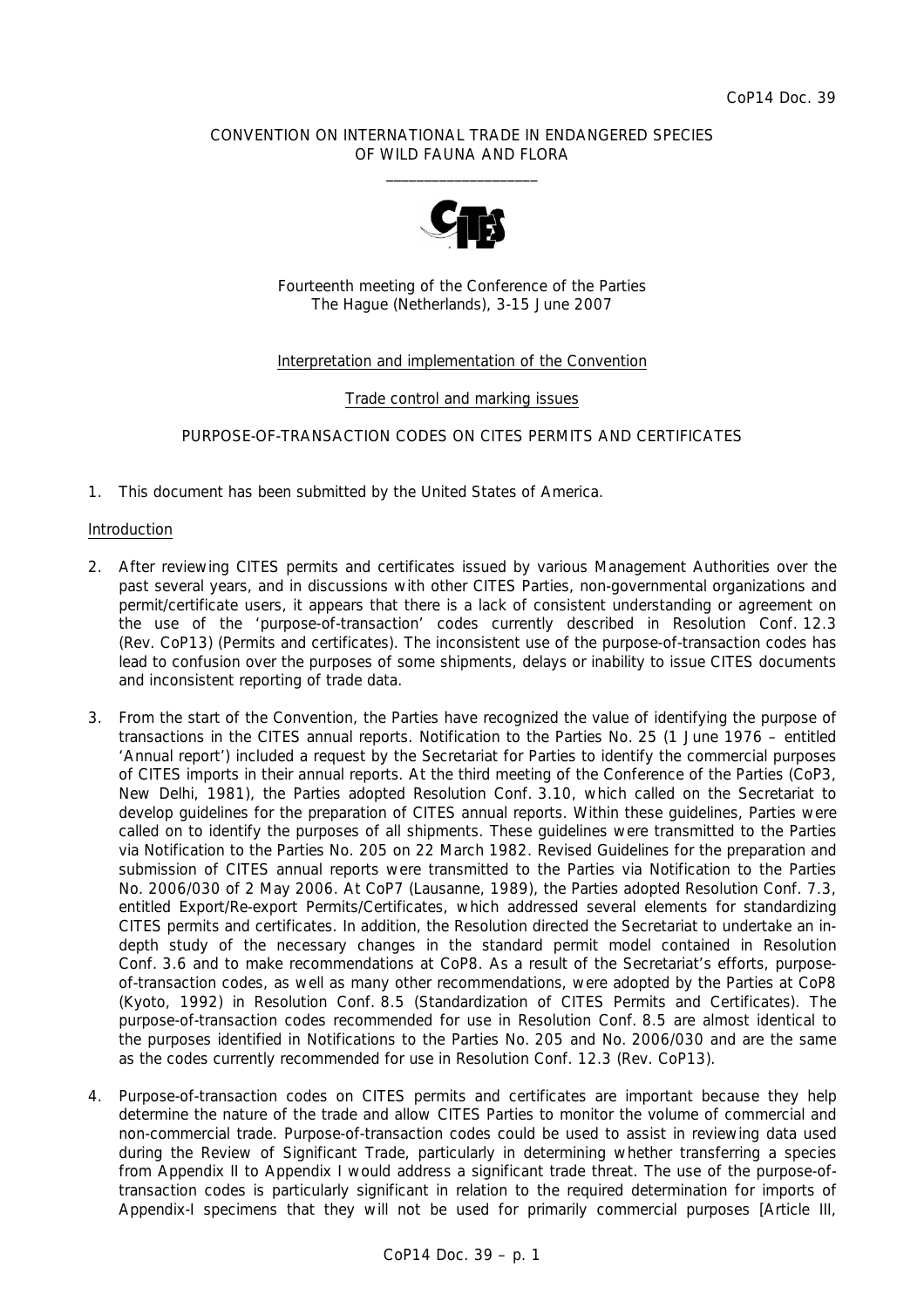CoP14 Doc. 39

CONVENTION ON INTERNATIONAL TRADE IN ENDANGERED SPECIES OF WILD FAUNA AND FLORA

\_\_\_\_\_\_\_\_\_\_\_\_\_\_\_\_\_\_\_\_

Fourteenth meeting of the Conference of the Parties
The Hague (Netherlands), 3-15 June 2007

Interpretation and implementation of the Convention

Trade control and marking issues

PURPOSE-OF-TRANSACTION CODES ON CITES PERMITS AND CERTIFICATES

1. This document has been submitted by the United States of America.

Introduction

2. After reviewing CITES permits and certificates issued by various Management Authorities over the past several years, and in discussions with other CITES Parties, non-governmental organizations and permit/certificate users, it appears that there is a lack of consistent understanding or agreement on the use of the 'purpose-of-transaction' codes currently described in Resolution Conf. 12.3 (Rev. CoP13) (Permits and certificates). The inconsistent use of the purpose-of-transaction codes has lead to confusion over the purposes of some shipments, delays or inability to issue CITES documents and inconsistent reporting of trade data.

3. From the start of the Convention, the Parties have recognized the value of identifying the purpose of transactions in the CITES annual reports. Notification to the Parties No. 25 (1 June 1976 – entitled 'Annual report') included a request by the Secretariat for Parties to identify the commercial purposes of CITES imports in their annual reports. At the third meeting of the Conference of the Parties (CoP3, New Delhi, 1981), the Parties adopted Resolution Conf. 3.10, which called on the Secretariat to develop guidelines for the preparation of CITES annual reports. Within these guidelines, Parties were called on to identify the purposes of all shipments. These guidelines were transmitted to the Parties via Notification to the Parties No. 205 on 22 March 1982. Revised Guidelines for the preparation and submission of CITES annual reports were transmitted to the Parties via Notification to the Parties No. 2006/030 of 2 May 2006. At CoP7 (Lausanne, 1989), the Parties adopted Resolution Conf. 7.3, entitled Export/Re-export Permits/Certificates, which addressed several elements for standardizing CITES permits and certificates. In addition, the Resolution directed the Secretariat to undertake an in-depth study of the necessary changes in the standard permit model contained in Resolution Conf. 3.6 and to make recommendations at CoP8. As a result of the Secretariat's efforts, purpose-of-transaction codes, as well as many other recommendations, were adopted by the Parties at CoP8 (Kyoto, 1992) in Resolution Conf. 8.5 (Standardization of CITES Permits and Certificates). The purpose-of-transaction codes recommended for use in Resolution Conf. 8.5 are almost identical to the purposes identified in Notifications to the Parties No. 205 and No. 2006/030 and are the same as the codes currently recommended for use in Resolution Conf. 12.3 (Rev. CoP13).

4. Purpose-of-transaction codes on CITES permits and certificates are important because they help determine the nature of the trade and allow CITES Parties to monitor the volume of commercial and non-commercial trade. Purpose-of-transaction codes could be used to assist in reviewing data used during the Review of Significant Trade, particularly in determining whether transferring a species from Appendix II to Appendix I would address a significant trade threat. The use of the purpose-of-transaction codes is particularly significant in relation to the required determination for imports of Appendix-I specimens that they will not be used for primarily commercial purposes [Article III,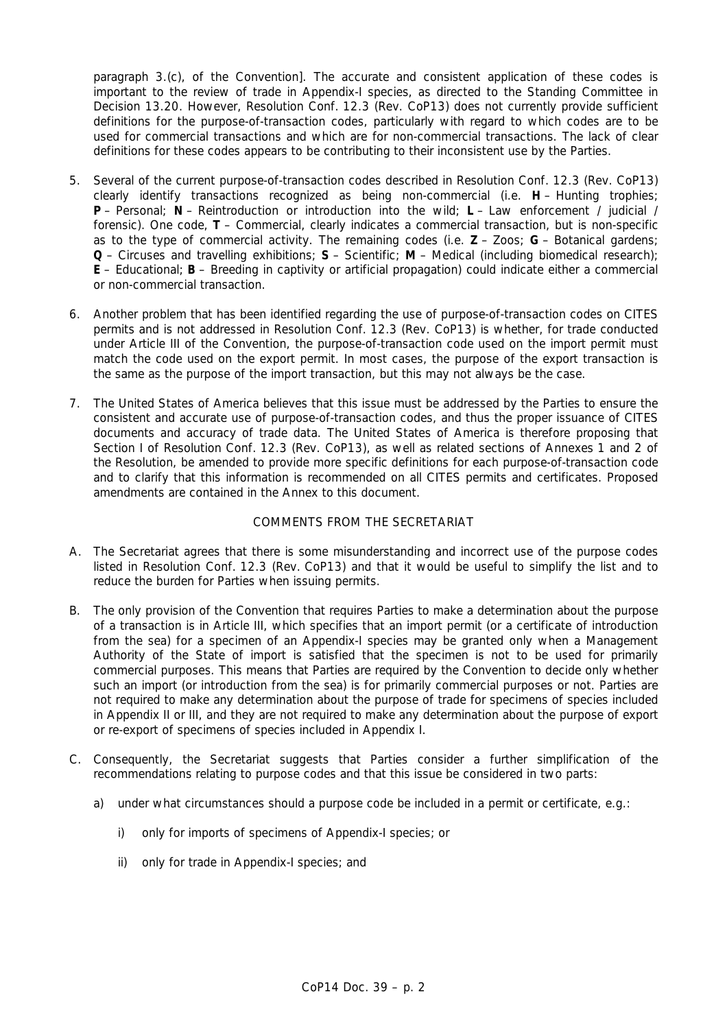paragraph 3.(c), of the Convention]. The accurate and consistent application of these codes is important to the review of trade in Appendix-I species, as directed to the Standing Committee in Decision 13.20. However, Resolution Conf. 12.3 (Rev. CoP13) does not currently provide sufficient definitions for the purpose-of-transaction codes, particularly with regard to which codes are to be used for commercial transactions and which are for non-commercial transactions. The lack of clear definitions for these codes appears to be contributing to their inconsistent use by the Parties.

5. Several of the current purpose-of-transaction codes described in Resolution Conf. 12.3 (Rev. CoP13) clearly identify transactions recognized as being non-commercial (i.e. **H** – Hunting trophies; **P** – Personal; **N** – Reintroduction or introduction into the wild; **L** – Law enforcement / judicial / forensic). One code, **T** – Commercial, clearly indicates a commercial transaction, but is non-specific as to the type of commercial activity. The remaining codes (i.e. **Z** – Zoos; **G** – Botanical gardens; **Q** – Circuses and travelling exhibitions; **S** – Scientific; **M** – Medical (including biomedical research); **E** – Educational; **B** – Breeding in captivity or artificial propagation) could indicate either a commercial or non-commercial transaction.

6. Another problem that has been identified regarding the use of purpose-of-transaction codes on CITES permits and is not addressed in Resolution Conf. 12.3 (Rev. CoP13) is whether, for trade conducted under Article III of the Convention, the purpose-of-transaction code used on the import permit must match the code used on the export permit. In most cases, the purpose of the export transaction is the same as the purpose of the import transaction, but this may not always be the case.

7. The United States of America believes that this issue must be addressed by the Parties to ensure the consistent and accurate use of purpose-of-transaction codes, and thus the proper issuance of CITES documents and accuracy of trade data. The United States of America is therefore proposing that Section I of Resolution Conf. 12.3 (Rev. CoP13), as well as related sections of Annexes 1 and 2 of the Resolution, be amended to provide more specific definitions for each purpose-of-transaction code and to clarify that this information is recommended on all CITES permits and certificates. Proposed amendments are contained in the Annex to this document.

## COMMENTS FROM THE SECRETARIAT

A. The Secretariat agrees that there is some misunderstanding and incorrect use of the purpose codes listed in Resolution Conf. 12.3 (Rev. CoP13) and that it would be useful to simplify the list and to reduce the burden for Parties when issuing permits.

B. The only provision of the Convention that requires Parties to make a determination about the purpose of a transaction is in Article III, which specifies that an import permit (or a certificate of introduction from the sea) for a specimen of an Appendix-I species may be granted only when a Management Authority of the State of import is satisfied that the specimen is not to be used for primarily commercial purposes. This means that Parties are required by the Convention to decide only whether such an import (or introduction from the sea) is for primarily commercial purposes or not. Parties are not required to make any determination about the purpose of trade for specimens of species included in Appendix II or III, and they are not required to make any determination about the purpose of export or re-export of specimens of species included in Appendix I.

C. Consequently, the Secretariat suggests that Parties consider a further simplification of the recommendations relating to purpose codes and that this issue be considered in two parts:

   a) under what circumstances should a purpose code be included in a permit or certificate, e.g.:

      i) only for imports of specimens of Appendix-I species; or

      ii) only for trade in Appendix-I species; and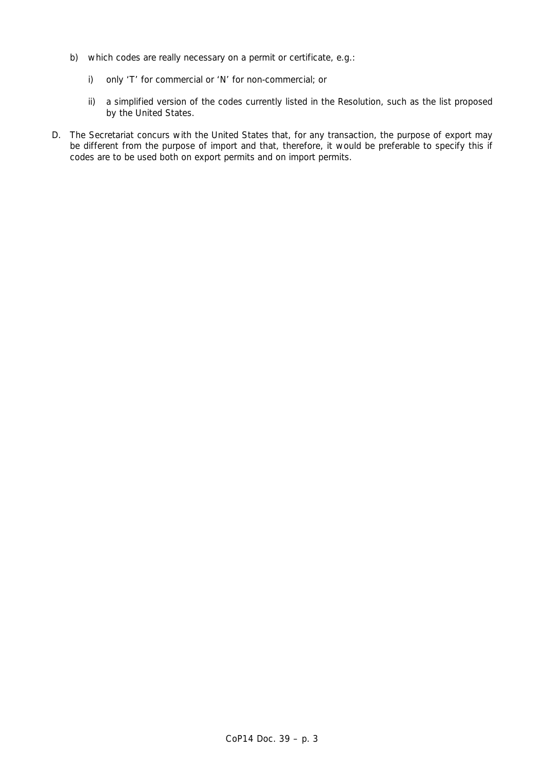b) which codes are really necessary on a permit or certificate, e.g.:

   i) only 'T' for commercial or 'N' for non-commercial; or

   ii) a simplified version of the codes currently listed in the Resolution, such as the list proposed by the United States.

D. The Secretariat concurs with the United States that, for any transaction, the purpose of export may be different from the purpose of import and that, therefore, it would be preferable to specify this if codes are to be used both on export permits and on import permits.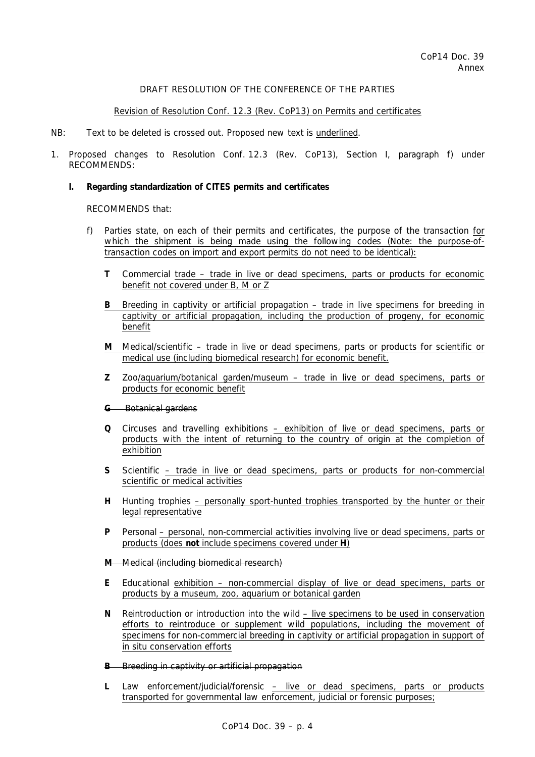DRAFT RESOLUTION OF THE CONFERENCE OF THE PARTIES

Revision of Resolution Conf. 12.3 (Rev. CoP13) on Permits and certificates

NB: Text to be deleted is ~~crossed out~~. Proposed new text is <u>underlined</u>.

1. Proposed changes to Resolution Conf. 12.3 (Rev. CoP13), Section I, paragraph f) under RECOMMENDS:

   **I. Regarding standardization of CITES permits and certificates**

   RECOMMENDS that:

   f) Parties state, on each of their permits and certificates, the purpose of the transaction <u>for which the shipment is being made using the following codes (Note: the purpose-of-transaction codes on import and export permits do not need to be identical):</u>

      **T** Commercial <u>trade – trade in live or dead specimens, parts or products for economic benefit not covered under B, M or Z</u>

      <u>**B** Breeding in captivity or artificial propagation – trade in live specimens for breeding in captivity or artificial propagation, including the production of progeny, for economic benefit</u>

      <u>**M** Medical/scientific – trade in live or dead specimens, parts or products for scientific or medical use (including biomedical research) for economic benefit.</u>

      **Z** Zoo<u>/aquarium/botanical garden/museum – trade in live or dead specimens, parts or products for economic benefit</u>

      ~~**G** Botanical gardens~~

      **Q** Circuses and travelling exhibitions <u>– exhibition of live or dead specimens, parts or products with the intent of returning to the country of origin at the completion of exhibition</u>

      **S** Scientific <u>– trade in live or dead specimens, parts or products for non-commercial scientific or medical activities</u>

      **H** Hunting trophies <u>– personally sport-hunted trophies transported by the hunter or their legal representative</u>

      **P** Personal <u>– personal, non-commercial activities involving live or dead specimens, parts or products (does **not** include specimens covered under **H**)</u>

      ~~**M** Medical (including biomedical research)~~

      **E** Educational <u>exhibition – non-commercial display of live or dead specimens, parts or products by a museum, zoo, aquarium or botanical garden</u>

      **N** Reintroduction or introduction into the wild <u>– live specimens to be used in conservation efforts to reintroduce or supplement wild populations, including the movement of specimens for non-commercial breeding in captivity or artificial propagation in support of in situ conservation efforts</u>

      ~~**B** Breeding in captivity or artificial propagation~~

      **L** Law enforcement/judicial/forensic <u>– live or dead specimens, parts or products transported for governmental law enforcement, judicial or forensic purposes;</u>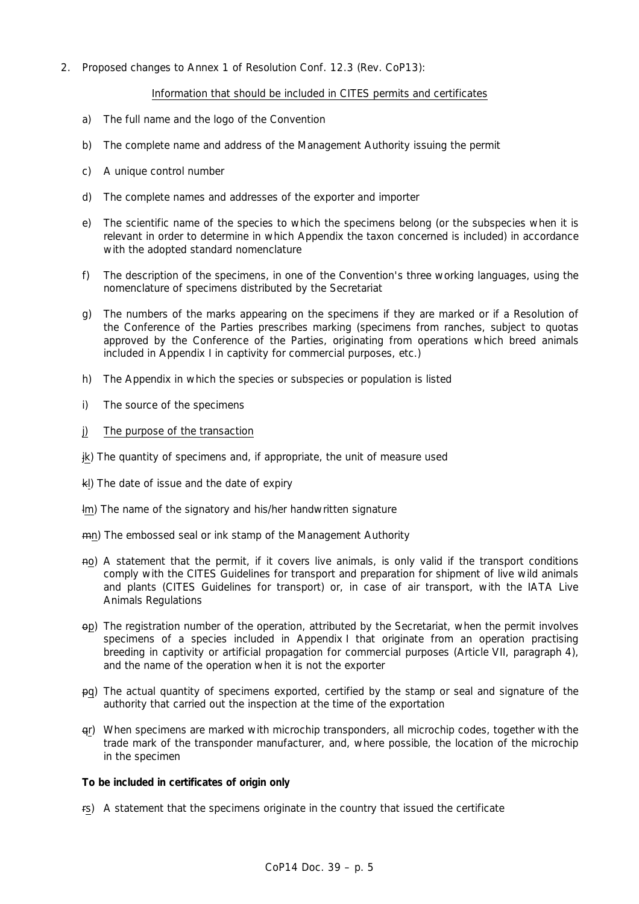2. Proposed changes to Annex 1 of Resolution Conf. 12.3 (Rev. CoP13):

<u>Information that should be included in CITES permits and certificates</u>

a) The full name and the logo of the Convention

b) The complete name and address of the Management Authority issuing the permit

c) A unique control number

d) The complete names and addresses of the exporter and importer

e) The scientific name of the species to which the specimens belong (or the subspecies when it is relevant in order to determine in which Appendix the taxon concerned is included) in accordance with the adopted standard nomenclature

f) The description of the specimens, in one of the Convention's three working languages, using the nomenclature of specimens distributed by the Secretariat

g) The numbers of the marks appearing on the specimens if they are marked or if a Resolution of the Conference of the Parties prescribes marking (specimens from ranches, subject to quotas approved by the Conference of the Parties, originating from operations which breed animals included in Appendix I in captivity for commercial purposes, etc.)

h) The Appendix in which the species or subspecies or population is listed

i) The source of the specimens

<u>j)</u> <u>The purpose of the transaction</u>

~~j~~<u>k</u>) The quantity of specimens and, if appropriate, the unit of measure used

~~k~~<u>l</u>) The date of issue and the date of expiry

~~l~~<u>m</u>) The name of the signatory and his/her handwritten signature

~~m~~<u>n</u>) The embossed seal or ink stamp of the Management Authority

~~n~~<u>o</u>) A statement that the permit, if it covers live animals, is only valid if the transport conditions comply with the CITES Guidelines for transport and preparation for shipment of live wild animals and plants (CITES Guidelines for transport) or, in case of air transport, with the IATA Live Animals Regulations

~~o~~<u>p</u>) The registration number of the operation, attributed by the Secretariat, when the permit involves specimens of a species included in Appendix I that originate from an operation practising breeding in captivity or artificial propagation for commercial purposes (Article VII, paragraph 4), and the name of the operation when it is not the exporter

~~p~~<u>q</u>) The actual quantity of specimens exported, certified by the stamp or seal and signature of the authority that carried out the inspection at the time of the exportation

~~q~~<u>r</u>) When specimens are marked with microchip transponders, all microchip codes, together with the trade mark of the transponder manufacturer, and, where possible, the location of the microchip in the specimen

**To be included in certificates of origin only**

~~r~~<u>s</u>) A statement that the specimens originate in the country that issued the certificate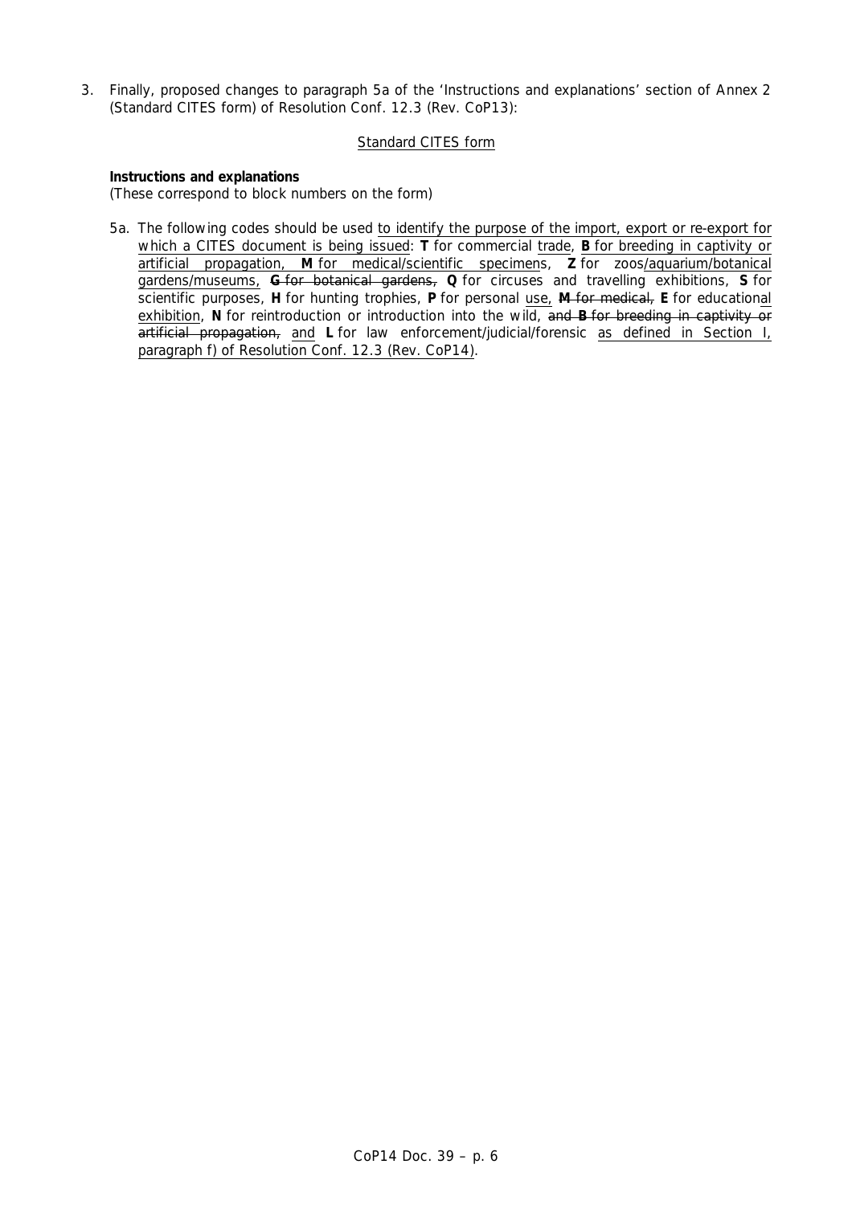3. Finally, proposed changes to paragraph 5a of the 'Instructions and explanations' section of Annex 2 (Standard CITES form) of Resolution Conf. 12.3 (Rev. CoP13):

<u>Standard CITES form</u>

**Instructions and explanations**
(These correspond to block numbers on the form)

5a. The following codes should be used <u>to identify the purpose of the import, export or re-export for which a CITES document is being issued</u>: **T** for commercial <u>trade</u>, <u>**B** for breeding in captivity or artificial propagation, **M** for medical/scientific specimens</u>, **Z** for zoos<u>/aquarium/botanical gardens/museums,</u> ~~**G** for botanical gardens,~~ **Q** for circuses and travelling exhibitions, **S** for scientific purposes, **H** for hunting trophies, **P** for personal <u>use,</u> ~~**M** for medical,~~ **E** for education<u>al exhibition</u>, **N** for reintroduction or introduction into the wild, ~~and **B** for breeding in captivity or artificial propagation,~~ <u>and</u> **L** for law enforcement/judicial/forensic <u>as defined in Section I, paragraph f) of Resolution Conf. 12.3 (Rev. CoP14)</u>.